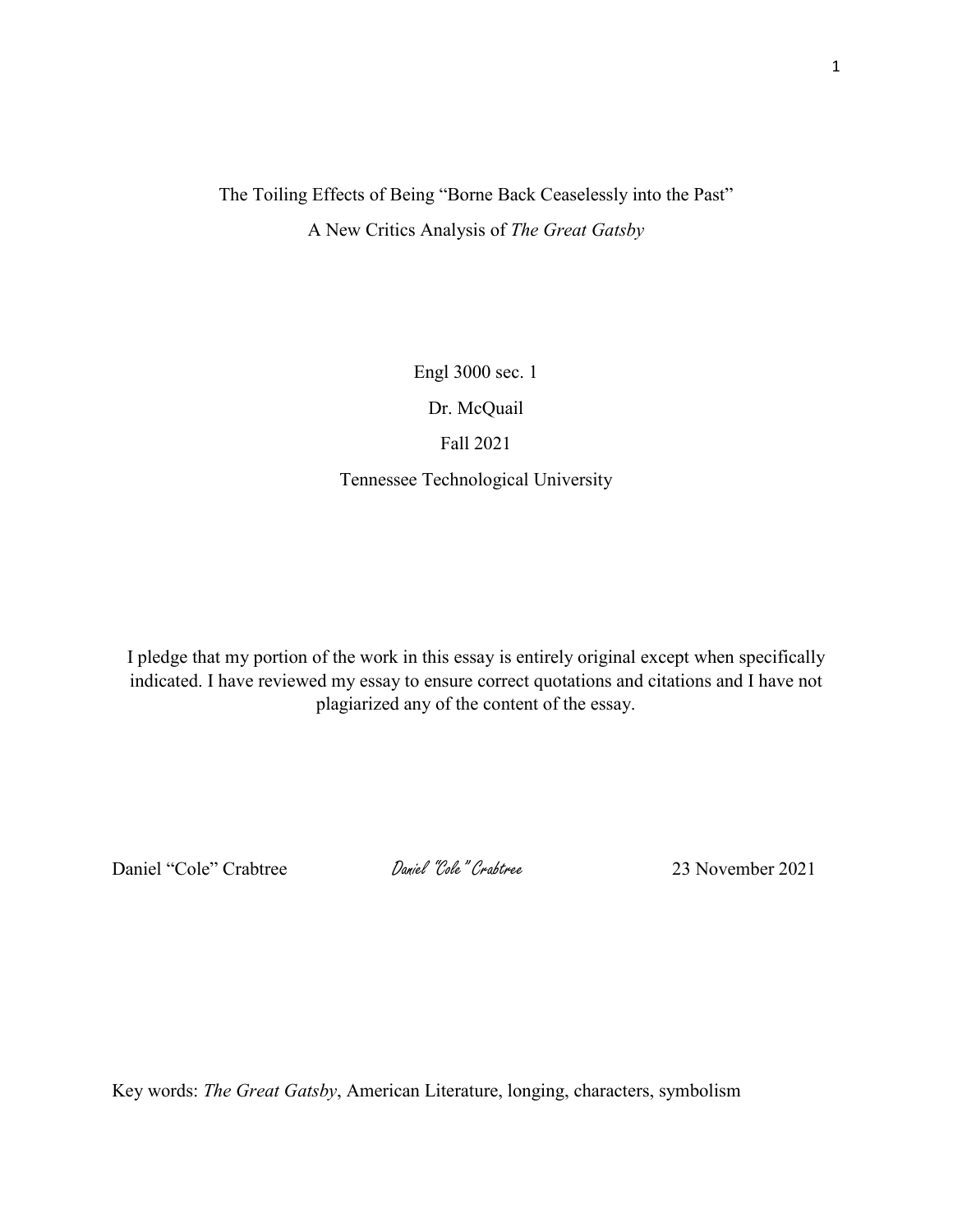# The Toiling Effects of Being "Borne Back Ceaselessly into the Past"

## A New Critics Analysis of *The Great Gatsby*

Engl 3000 sec. 1

Dr. McQuail

Fall 2021

Tennessee Technological University

I pledge that my portion of the work in this essay is entirely original except when specifically indicated. I have reviewed my essay to ensure correct quotations and citations and I have not plagiarized any of the content of the essay.

Daniel "Cole" Crabtree   *Daniel "Cole" Crabtree*   23 November 2021

Key words: *The Great Gatsby*, American Literature, longing, characters, symbolism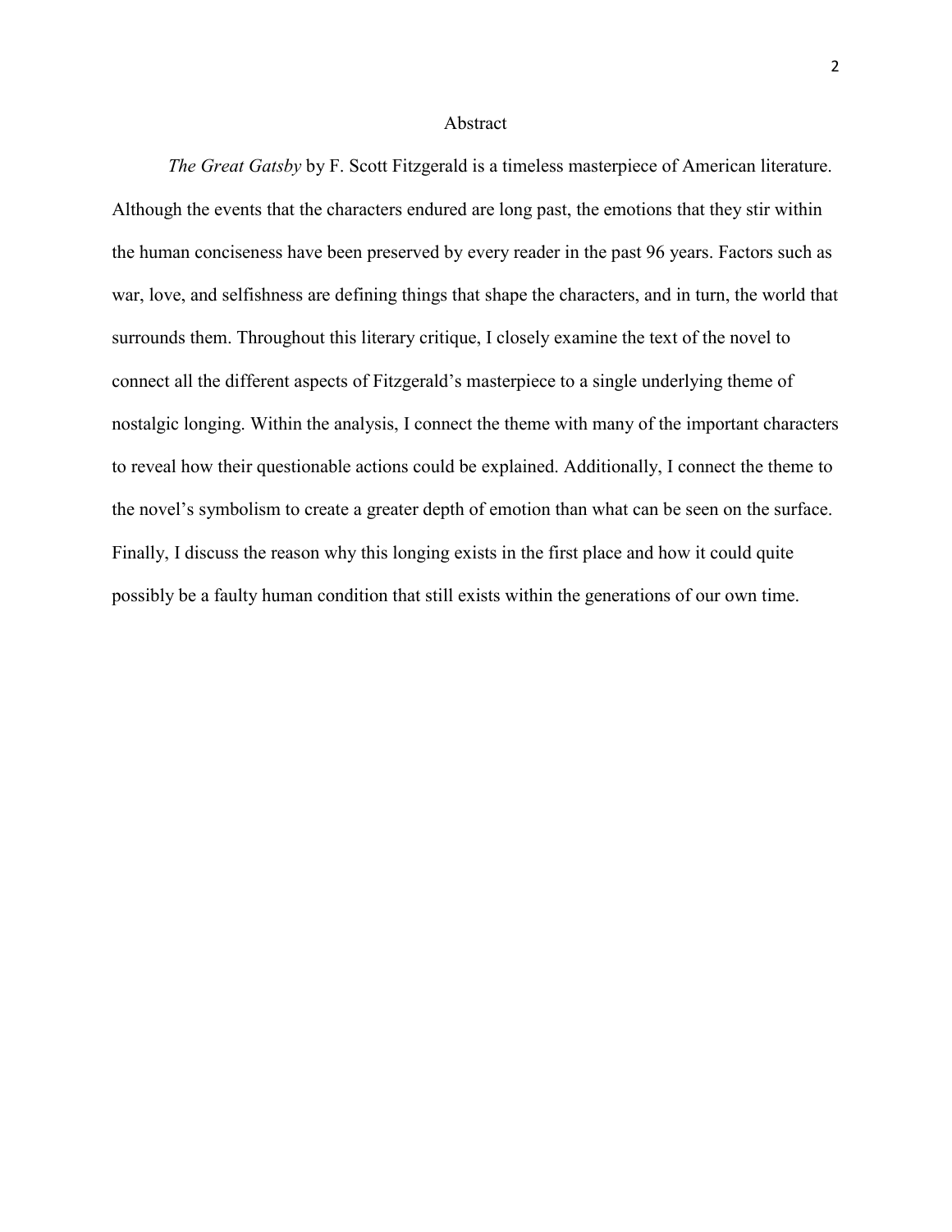# Abstract

*The Great Gatsby* by F. Scott Fitzgerald is a timeless masterpiece of American literature. Although the events that the characters endured are long past, the emotions that they stir within the human conciseness have been preserved by every reader in the past 96 years. Factors such as war, love, and selfishness are defining things that shape the characters, and in turn, the world that surrounds them. Throughout this literary critique, I closely examine the text of the novel to connect all the different aspects of Fitzgerald's masterpiece to a single underlying theme of nostalgic longing. Within the analysis, I connect the theme with many of the important characters to reveal how their questionable actions could be explained. Additionally, I connect the theme to the novel's symbolism to create a greater depth of emotion than what can be seen on the surface. Finally, I discuss the reason why this longing exists in the first place and how it could quite possibly be a faulty human condition that still exists within the generations of our own time.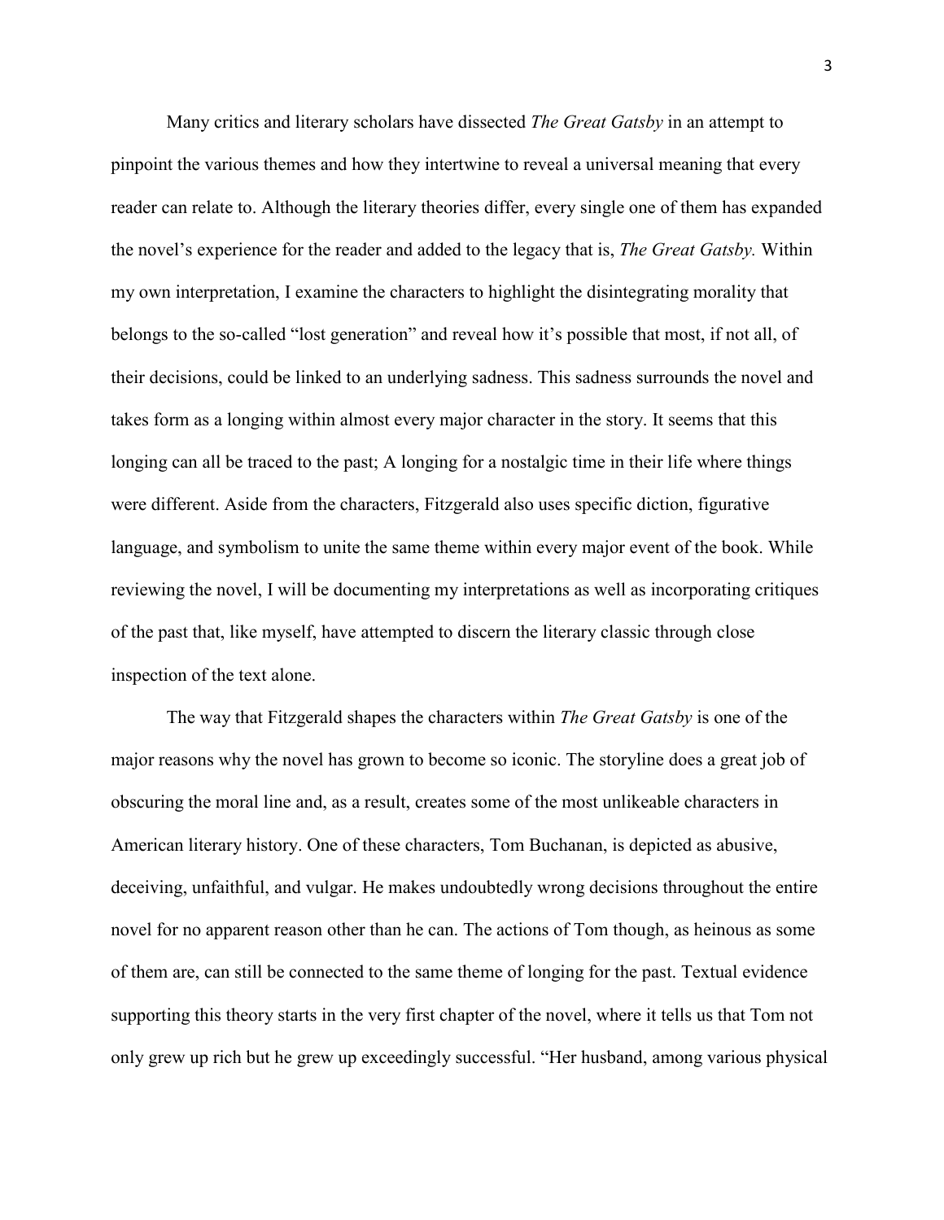Many critics and literary scholars have dissected *The Great Gatsby* in an attempt to pinpoint the various themes and how they intertwine to reveal a universal meaning that every reader can relate to. Although the literary theories differ, every single one of them has expanded the novel's experience for the reader and added to the legacy that is, *The Great Gatsby.* Within my own interpretation, I examine the characters to highlight the disintegrating morality that belongs to the so-called "lost generation" and reveal how it's possible that most, if not all, of their decisions, could be linked to an underlying sadness. This sadness surrounds the novel and takes form as a longing within almost every major character in the story. It seems that this longing can all be traced to the past; A longing for a nostalgic time in their life where things were different. Aside from the characters, Fitzgerald also uses specific diction, figurative language, and symbolism to unite the same theme within every major event of the book. While reviewing the novel, I will be documenting my interpretations as well as incorporating critiques of the past that, like myself, have attempted to discern the literary classic through close inspection of the text alone.

The way that Fitzgerald shapes the characters within *The Great Gatsby* is one of the major reasons why the novel has grown to become so iconic. The storyline does a great job of obscuring the moral line and, as a result, creates some of the most unlikeable characters in American literary history. One of these characters, Tom Buchanan, is depicted as abusive, deceiving, unfaithful, and vulgar. He makes undoubtedly wrong decisions throughout the entire novel for no apparent reason other than he can. The actions of Tom though, as heinous as some of them are, can still be connected to the same theme of longing for the past. Textual evidence supporting this theory starts in the very first chapter of the novel, where it tells us that Tom not only grew up rich but he grew up exceedingly successful. "Her husband, among various physical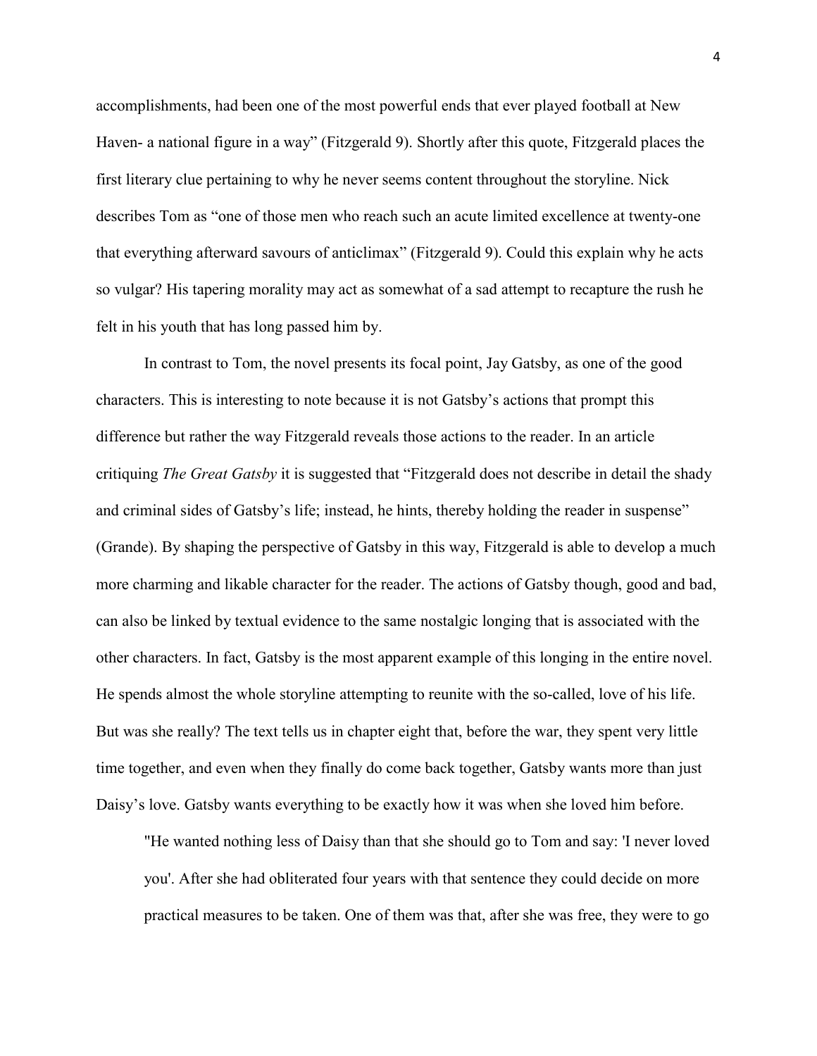accomplishments, had been one of the most powerful ends that ever played football at New Haven- a national figure in a way" (Fitzgerald 9). Shortly after this quote, Fitzgerald places the first literary clue pertaining to why he never seems content throughout the storyline. Nick describes Tom as "one of those men who reach such an acute limited excellence at twenty-one that everything afterward savours of anticlimax" (Fitzgerald 9). Could this explain why he acts so vulgar? His tapering morality may act as somewhat of a sad attempt to recapture the rush he felt in his youth that has long passed him by.

In contrast to Tom, the novel presents its focal point, Jay Gatsby, as one of the good characters. This is interesting to note because it is not Gatsby's actions that prompt this difference but rather the way Fitzgerald reveals those actions to the reader. In an article critiquing *The Great Gatsby* it is suggested that "Fitzgerald does not describe in detail the shady and criminal sides of Gatsby's life; instead, he hints, thereby holding the reader in suspense" (Grande). By shaping the perspective of Gatsby in this way, Fitzgerald is able to develop a much more charming and likable character for the reader. The actions of Gatsby though, good and bad, can also be linked by textual evidence to the same nostalgic longing that is associated with the other characters. In fact, Gatsby is the most apparent example of this longing in the entire novel. He spends almost the whole storyline attempting to reunite with the so-called, love of his life. But was she really? The text tells us in chapter eight that, before the war, they spent very little time together, and even when they finally do come back together, Gatsby wants more than just Daisy's love. Gatsby wants everything to be exactly how it was when she loved him before.

> "He wanted nothing less of Daisy than that she should go to Tom and say: 'I never loved you'. After she had obliterated four years with that sentence they could decide on more practical measures to be taken. One of them was that, after she was free, they were to go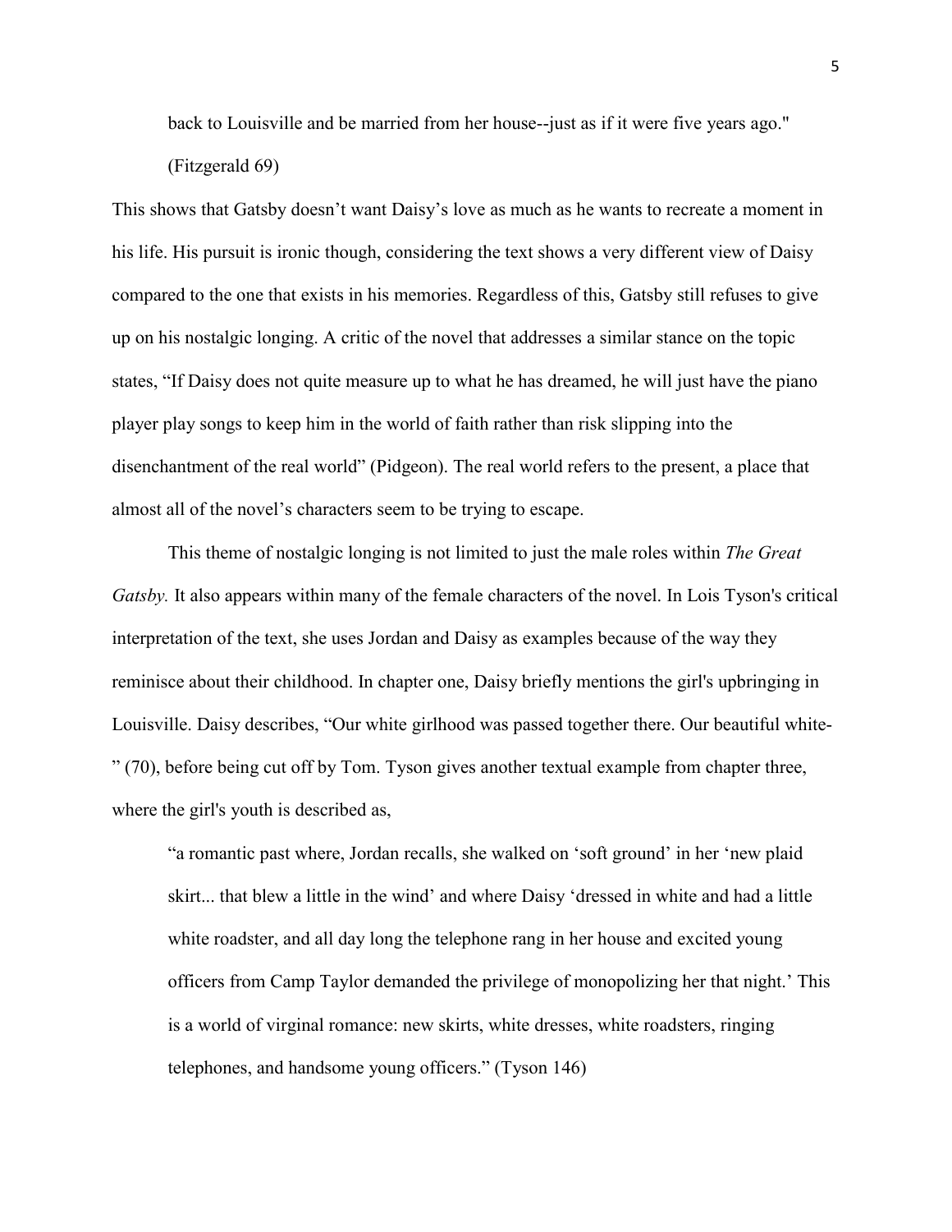> back to Louisville and be married from her house--just as if it were five years ago." (Fitzgerald 69)

This shows that Gatsby doesn't want Daisy's love as much as he wants to recreate a moment in his life. His pursuit is ironic though, considering the text shows a very different view of Daisy compared to the one that exists in his memories. Regardless of this, Gatsby still refuses to give up on his nostalgic longing. A critic of the novel that addresses a similar stance on the topic states, "If Daisy does not quite measure up to what he has dreamed, he will just have the piano player play songs to keep him in the world of faith rather than risk slipping into the disenchantment of the real world" (Pidgeon). The real world refers to the present, a place that almost all of the novel's characters seem to be trying to escape.

This theme of nostalgic longing is not limited to just the male roles within *The Great Gatsby.* It also appears within many of the female characters of the novel. In Lois Tyson's critical interpretation of the text, she uses Jordan and Daisy as examples because of the way they reminisce about their childhood. In chapter one, Daisy briefly mentions the girl's upbringing in Louisville. Daisy describes, "Our white girlhood was passed together there. Our beautiful white-" (70), before being cut off by Tom. Tyson gives another textual example from chapter three, where the girl's youth is described as,

> "a romantic past where, Jordan recalls, she walked on 'soft ground' in her 'new plaid skirt... that blew a little in the wind' and where Daisy 'dressed in white and had a little white roadster, and all day long the telephone rang in her house and excited young officers from Camp Taylor demanded the privilege of monopolizing her that night.' This is a world of virginal romance: new skirts, white dresses, white roadsters, ringing telephones, and handsome young officers." (Tyson 146)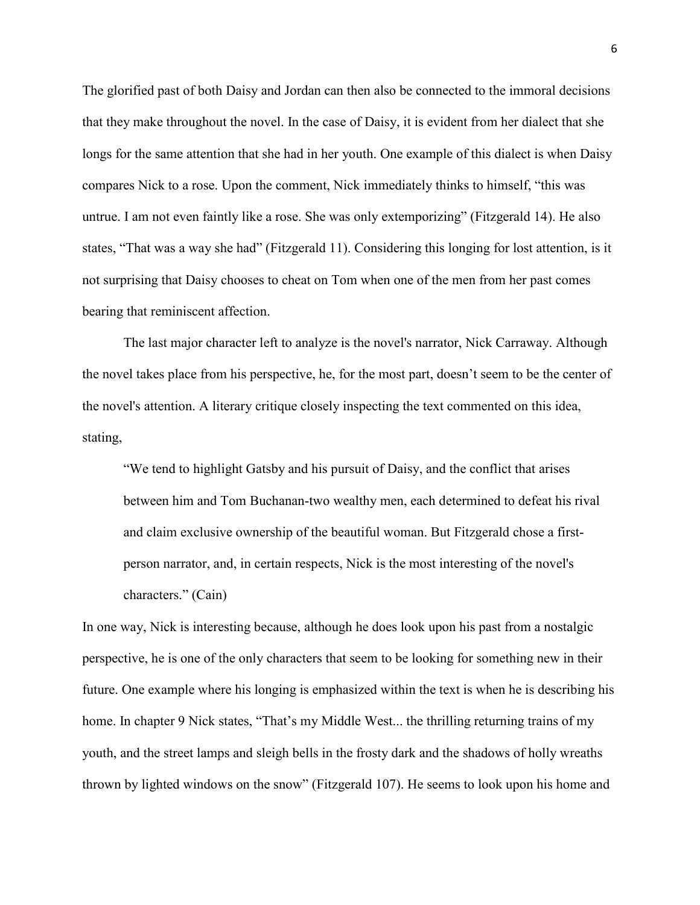The glorified past of both Daisy and Jordan can then also be connected to the immoral decisions that they make throughout the novel. In the case of Daisy, it is evident from her dialect that she longs for the same attention that she had in her youth. One example of this dialect is when Daisy compares Nick to a rose. Upon the comment, Nick immediately thinks to himself, "this was untrue. I am not even faintly like a rose. She was only extemporizing" (Fitzgerald 14). He also states, "That was a way she had" (Fitzgerald 11). Considering this longing for lost attention, is it not surprising that Daisy chooses to cheat on Tom when one of the men from her past comes bearing that reminiscent affection.

The last major character left to analyze is the novel's narrator, Nick Carraway. Although the novel takes place from his perspective, he, for the most part, doesn't seem to be the center of the novel's attention. A literary critique closely inspecting the text commented on this idea, stating,

> "We tend to highlight Gatsby and his pursuit of Daisy, and the conflict that arises between him and Tom Buchanan-two wealthy men, each determined to defeat his rival and claim exclusive ownership of the beautiful woman. But Fitzgerald chose a first-person narrator, and, in certain respects, Nick is the most interesting of the novel's characters." (Cain)

In one way, Nick is interesting because, although he does look upon his past from a nostalgic perspective, he is one of the only characters that seem to be looking for something new in their future. One example where his longing is emphasized within the text is when he is describing his home. In chapter 9 Nick states, "That's my Middle West... the thrilling returning trains of my youth, and the street lamps and sleigh bells in the frosty dark and the shadows of holly wreaths thrown by lighted windows on the snow" (Fitzgerald 107). He seems to look upon his home and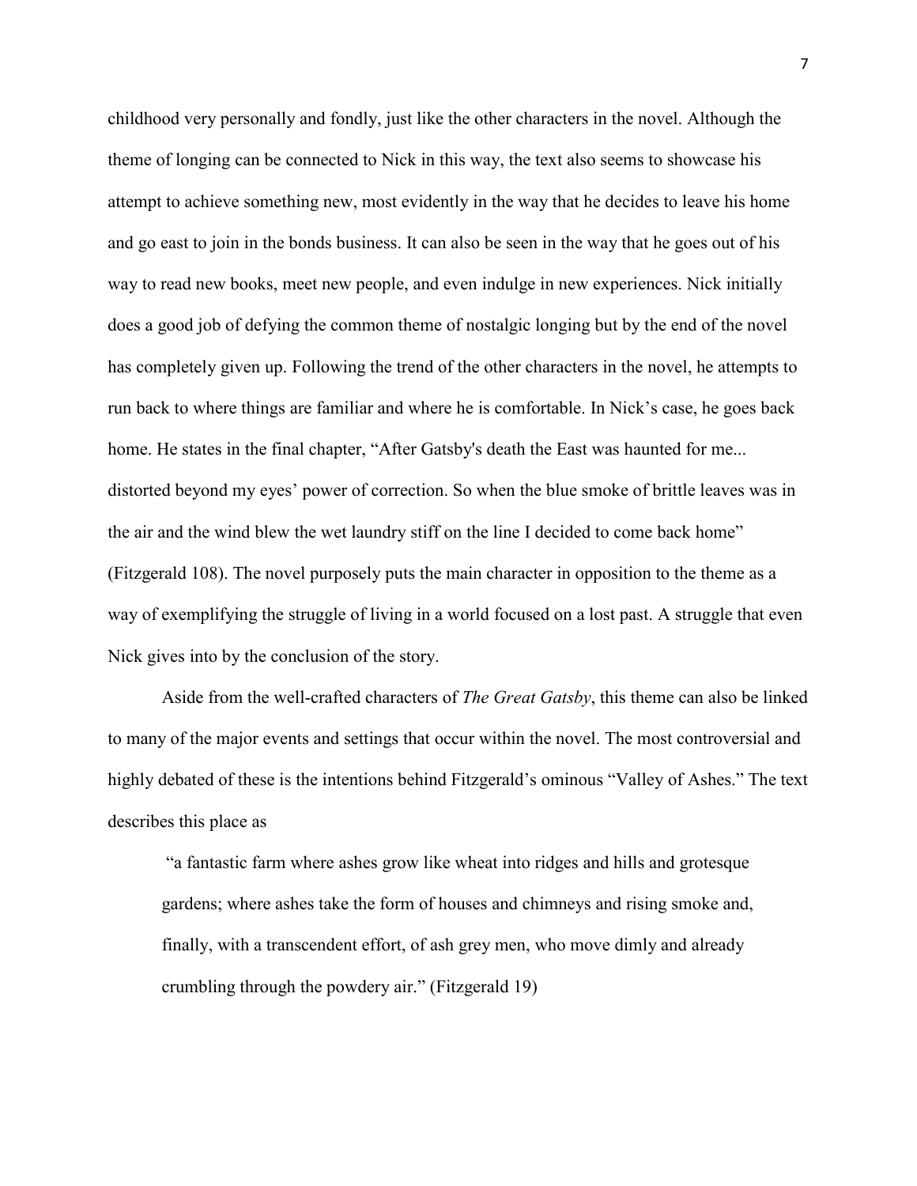childhood very personally and fondly, just like the other characters in the novel. Although the theme of longing can be connected to Nick in this way, the text also seems to showcase his attempt to achieve something new, most evidently in the way that he decides to leave his home and go east to join in the bonds business. It can also be seen in the way that he goes out of his way to read new books, meet new people, and even indulge in new experiences. Nick initially does a good job of defying the common theme of nostalgic longing but by the end of the novel has completely given up. Following the trend of the other characters in the novel, he attempts to run back to where things are familiar and where he is comfortable. In Nick's case, he goes back home. He states in the final chapter, "After Gatsby's death the East was haunted for me... distorted beyond my eyes' power of correction. So when the blue smoke of brittle leaves was in the air and the wind blew the wet laundry stiff on the line I decided to come back home" (Fitzgerald 108). The novel purposely puts the main character in opposition to the theme as a way of exemplifying the struggle of living in a world focused on a lost past. A struggle that even Nick gives into by the conclusion of the story.

Aside from the well-crafted characters of *The Great Gatsby*, this theme can also be linked to many of the major events and settings that occur within the novel. The most controversial and highly debated of these is the intentions behind Fitzgerald's ominous "Valley of Ashes." The text describes this place as

> "a fantastic farm where ashes grow like wheat into ridges and hills and grotesque gardens; where ashes take the form of houses and chimneys and rising smoke and, finally, with a transcendent effort, of ash grey men, who move dimly and already crumbling through the powdery air." (Fitzgerald 19)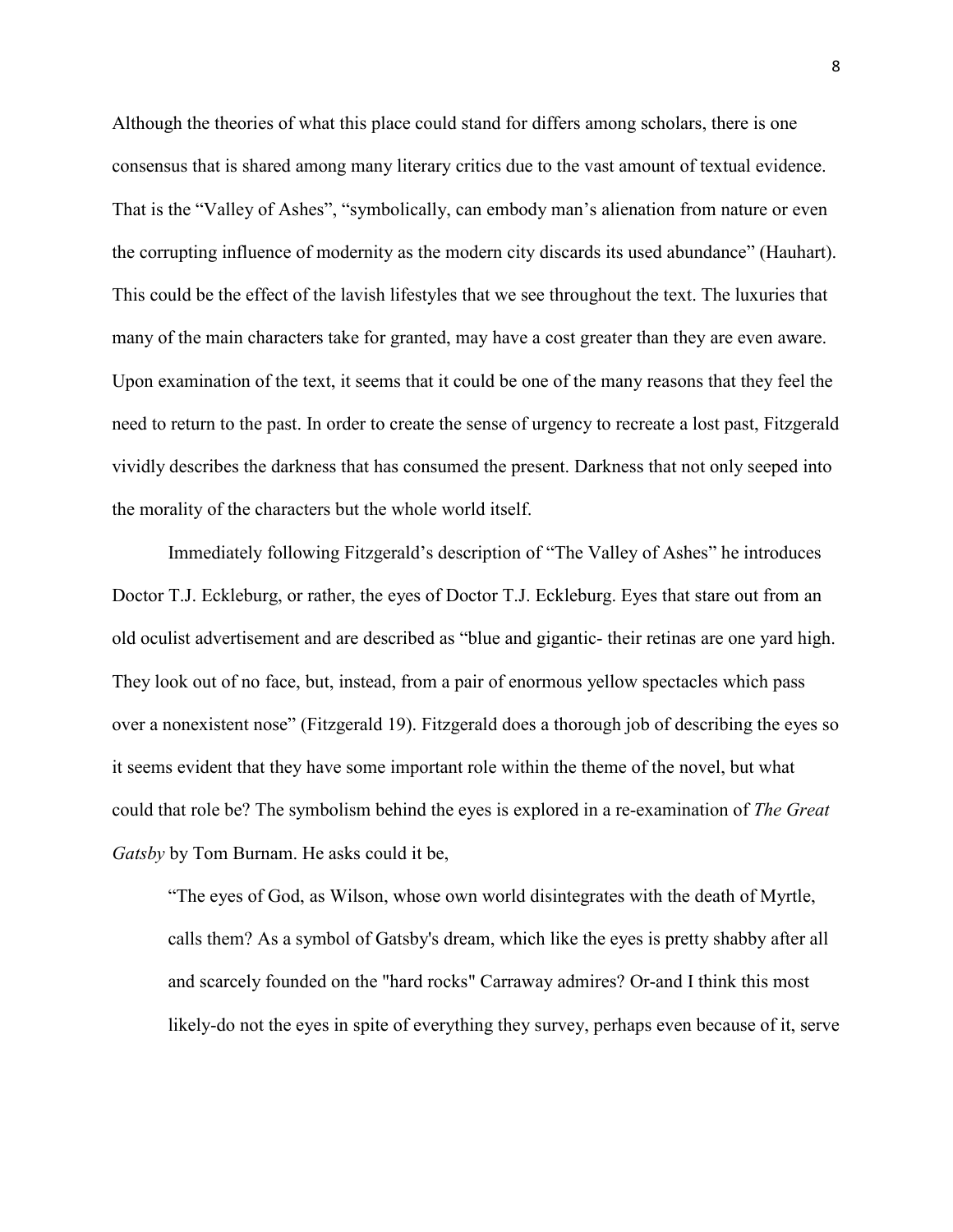Although the theories of what this place could stand for differs among scholars, there is one consensus that is shared among many literary critics due to the vast amount of textual evidence. That is the "Valley of Ashes", "symbolically, can embody man's alienation from nature or even the corrupting influence of modernity as the modern city discards its used abundance" (Hauhart). This could be the effect of the lavish lifestyles that we see throughout the text. The luxuries that many of the main characters take for granted, may have a cost greater than they are even aware. Upon examination of the text, it seems that it could be one of the many reasons that they feel the need to return to the past. In order to create the sense of urgency to recreate a lost past, Fitzgerald vividly describes the darkness that has consumed the present. Darkness that not only seeped into the morality of the characters but the whole world itself.

Immediately following Fitzgerald's description of "The Valley of Ashes" he introduces Doctor T.J. Eckleburg, or rather, the eyes of Doctor T.J. Eckleburg. Eyes that stare out from an old oculist advertisement and are described as "blue and gigantic- their retinas are one yard high. They look out of no face, but, instead, from a pair of enormous yellow spectacles which pass over a nonexistent nose" (Fitzgerald 19). Fitzgerald does a thorough job of describing the eyes so it seems evident that they have some important role within the theme of the novel, but what could that role be? The symbolism behind the eyes is explored in a re-examination of *The Great Gatsby* by Tom Burnam. He asks could it be,

> "The eyes of God, as Wilson, whose own world disintegrates with the death of Myrtle, calls them? As a symbol of Gatsby's dream, which like the eyes is pretty shabby after all and scarcely founded on the "hard rocks" Carraway admires? Or-and I think this most likely-do not the eyes in spite of everything they survey, perhaps even because of it, serve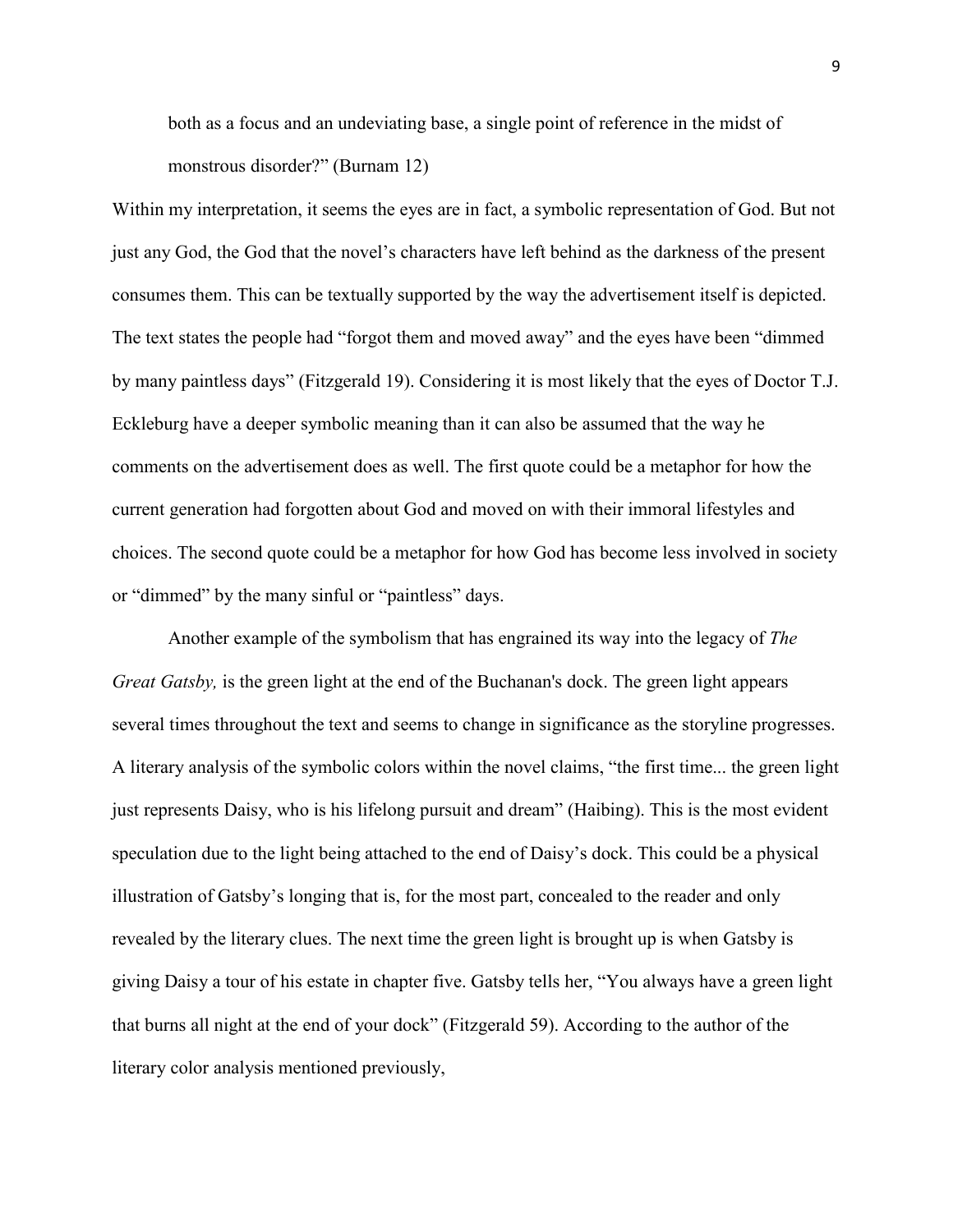> both as a focus and an undeviating base, a single point of reference in the midst of monstrous disorder?" (Burnam 12)

Within my interpretation, it seems the eyes are in fact, a symbolic representation of God. But not just any God, the God that the novel's characters have left behind as the darkness of the present consumes them. This can be textually supported by the way the advertisement itself is depicted. The text states the people had "forgot them and moved away" and the eyes have been "dimmed by many paintless days" (Fitzgerald 19). Considering it is most likely that the eyes of Doctor T.J. Eckleburg have a deeper symbolic meaning than it can also be assumed that the way he comments on the advertisement does as well. The first quote could be a metaphor for how the current generation had forgotten about God and moved on with their immoral lifestyles and choices. The second quote could be a metaphor for how God has become less involved in society or "dimmed" by the many sinful or "paintless" days.

Another example of the symbolism that has engrained its way into the legacy of *The Great Gatsby,* is the green light at the end of the Buchanan's dock. The green light appears several times throughout the text and seems to change in significance as the storyline progresses. A literary analysis of the symbolic colors within the novel claims, "the first time... the green light just represents Daisy, who is his lifelong pursuit and dream" (Haibing). This is the most evident speculation due to the light being attached to the end of Daisy's dock. This could be a physical illustration of Gatsby's longing that is, for the most part, concealed to the reader and only revealed by the literary clues. The next time the green light is brought up is when Gatsby is giving Daisy a tour of his estate in chapter five. Gatsby tells her, "You always have a green light that burns all night at the end of your dock" (Fitzgerald 59). According to the author of the literary color analysis mentioned previously,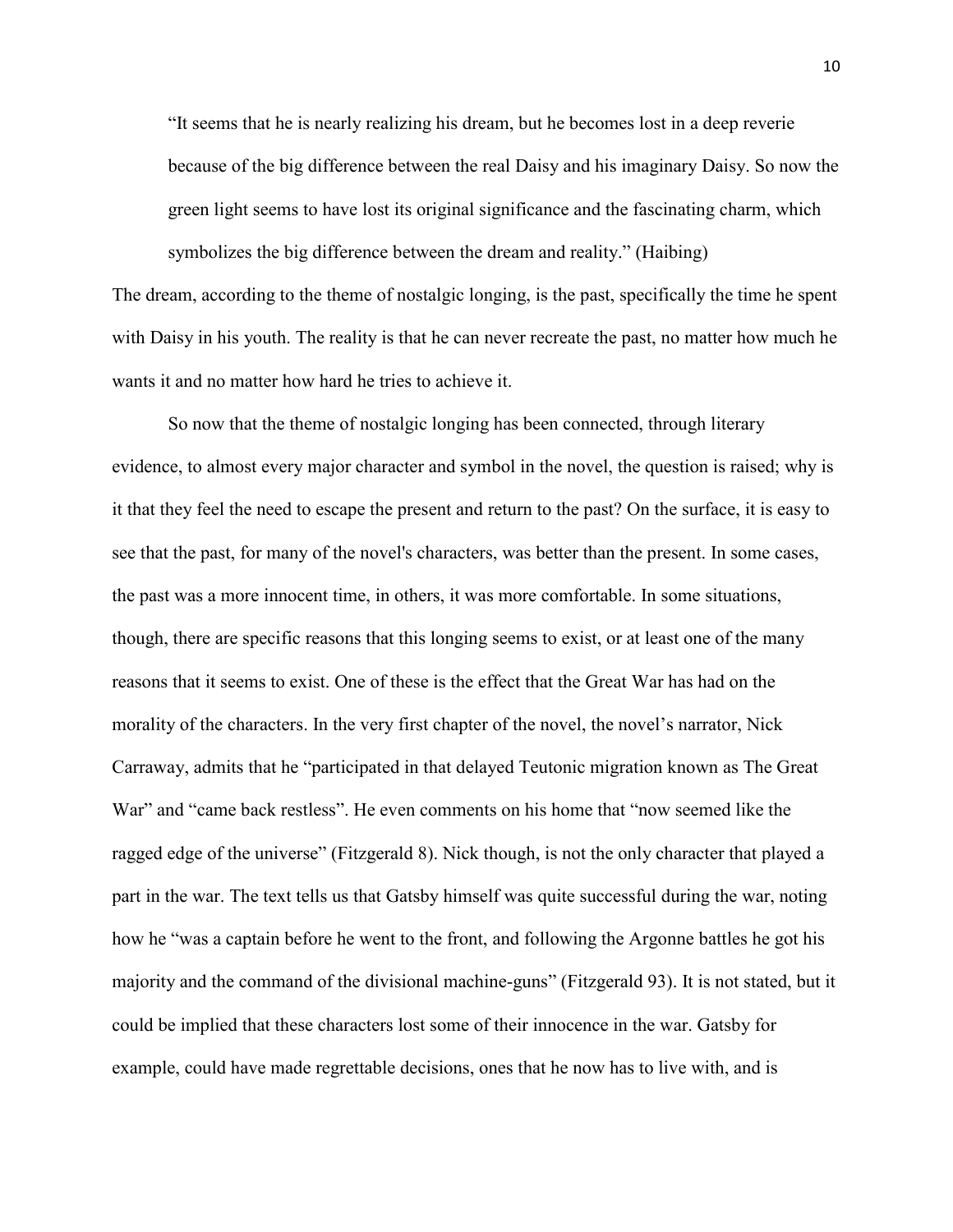> "It seems that he is nearly realizing his dream, but he becomes lost in a deep reverie because of the big difference between the real Daisy and his imaginary Daisy. So now the green light seems to have lost its original significance and the fascinating charm, which symbolizes the big difference between the dream and reality." (Haibing)

The dream, according to the theme of nostalgic longing, is the past, specifically the time he spent with Daisy in his youth. The reality is that he can never recreate the past, no matter how much he wants it and no matter how hard he tries to achieve it.

So now that the theme of nostalgic longing has been connected, through literary evidence, to almost every major character and symbol in the novel, the question is raised; why is it that they feel the need to escape the present and return to the past? On the surface, it is easy to see that the past, for many of the novel's characters, was better than the present. In some cases, the past was a more innocent time, in others, it was more comfortable. In some situations, though, there are specific reasons that this longing seems to exist, or at least one of the many reasons that it seems to exist. One of these is the effect that the Great War has had on the morality of the characters. In the very first chapter of the novel, the novel's narrator, Nick Carraway, admits that he "participated in that delayed Teutonic migration known as The Great War" and "came back restless". He even comments on his home that "now seemed like the ragged edge of the universe" (Fitzgerald 8). Nick though, is not the only character that played a part in the war. The text tells us that Gatsby himself was quite successful during the war, noting how he "was a captain before he went to the front, and following the Argonne battles he got his majority and the command of the divisional machine-guns" (Fitzgerald 93). It is not stated, but it could be implied that these characters lost some of their innocence in the war. Gatsby for example, could have made regrettable decisions, ones that he now has to live with, and is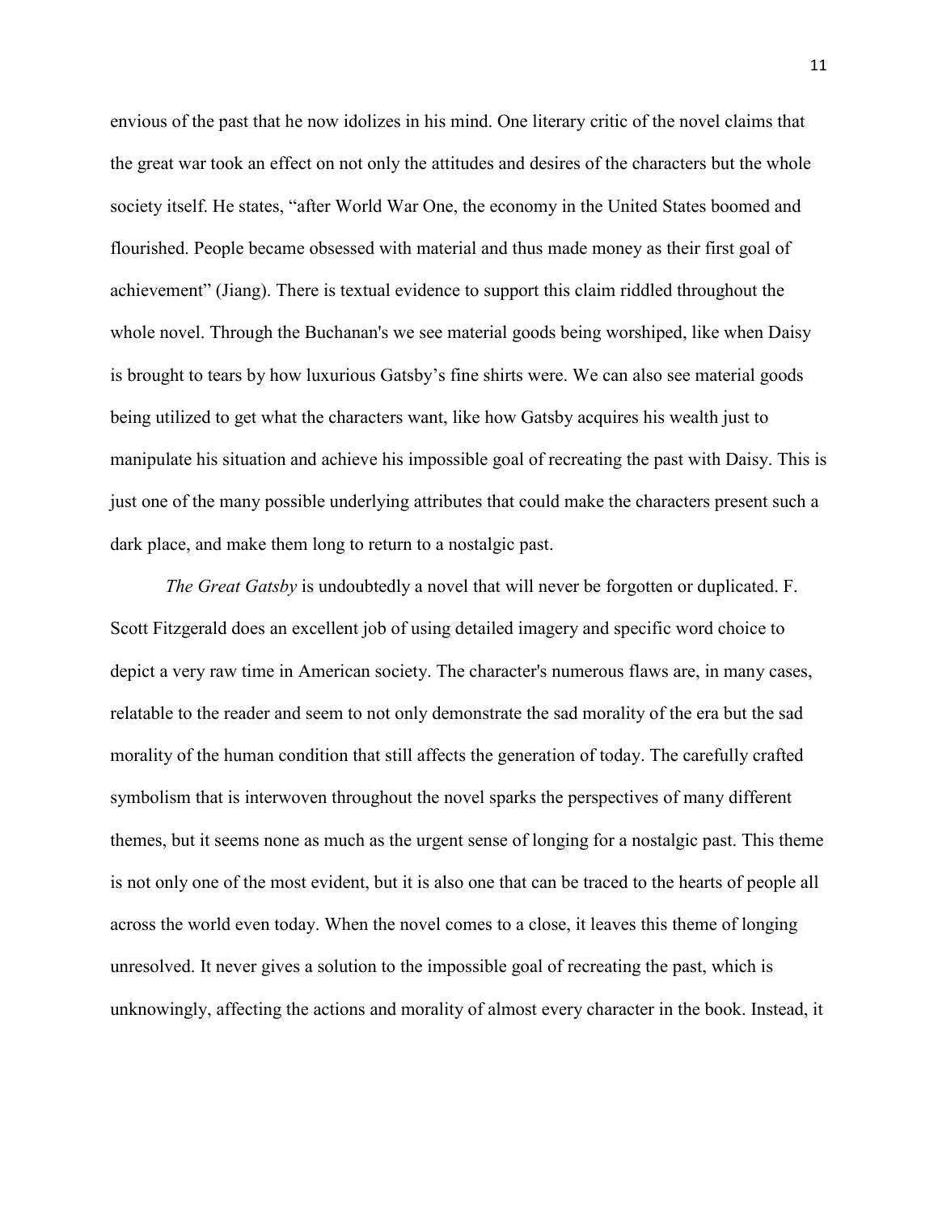envious of the past that he now idolizes in his mind. One literary critic of the novel claims that the great war took an effect on not only the attitudes and desires of the characters but the whole society itself. He states, "after World War One, the economy in the United States boomed and flourished. People became obsessed with material and thus made money as their first goal of achievement" (Jiang). There is textual evidence to support this claim riddled throughout the whole novel. Through the Buchanan's we see material goods being worshiped, like when Daisy is brought to tears by how luxurious Gatsby's fine shirts were. We can also see material goods being utilized to get what the characters want, like how Gatsby acquires his wealth just to manipulate his situation and achieve his impossible goal of recreating the past with Daisy. This is just one of the many possible underlying attributes that could make the characters present such a dark place, and make them long to return to a nostalgic past.

*The Great Gatsby* is undoubtedly a novel that will never be forgotten or duplicated. F. Scott Fitzgerald does an excellent job of using detailed imagery and specific word choice to depict a very raw time in American society. The character's numerous flaws are, in many cases, relatable to the reader and seem to not only demonstrate the sad morality of the era but the sad morality of the human condition that still affects the generation of today. The carefully crafted symbolism that is interwoven throughout the novel sparks the perspectives of many different themes, but it seems none as much as the urgent sense of longing for a nostalgic past. This theme is not only one of the most evident, but it is also one that can be traced to the hearts of people all across the world even today. When the novel comes to a close, it leaves this theme of longing unresolved. It never gives a solution to the impossible goal of recreating the past, which is unknowingly, affecting the actions and morality of almost every character in the book. Instead, it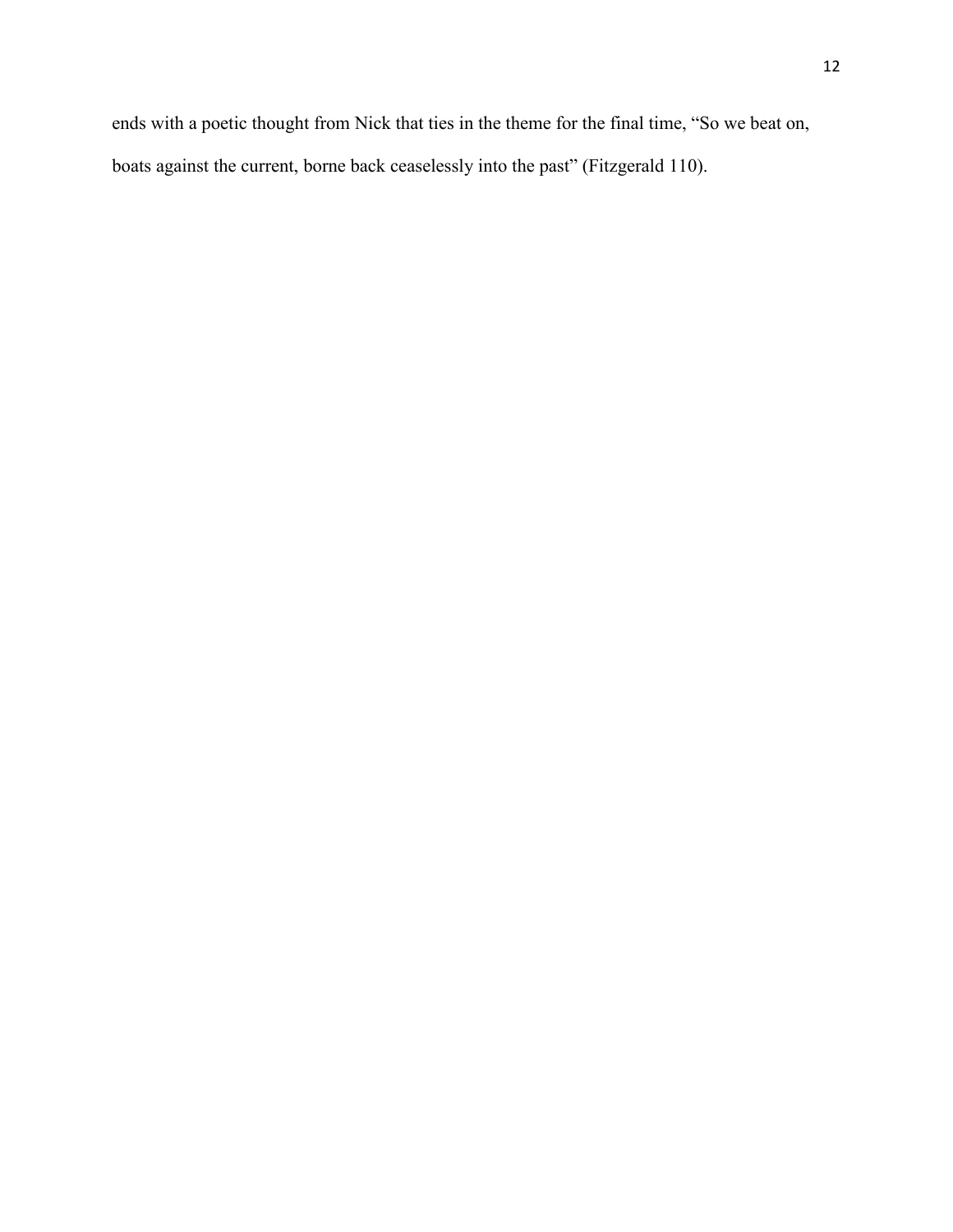ends with a poetic thought from Nick that ties in the theme for the final time, "So we beat on, boats against the current, borne back ceaselessly into the past" (Fitzgerald 110).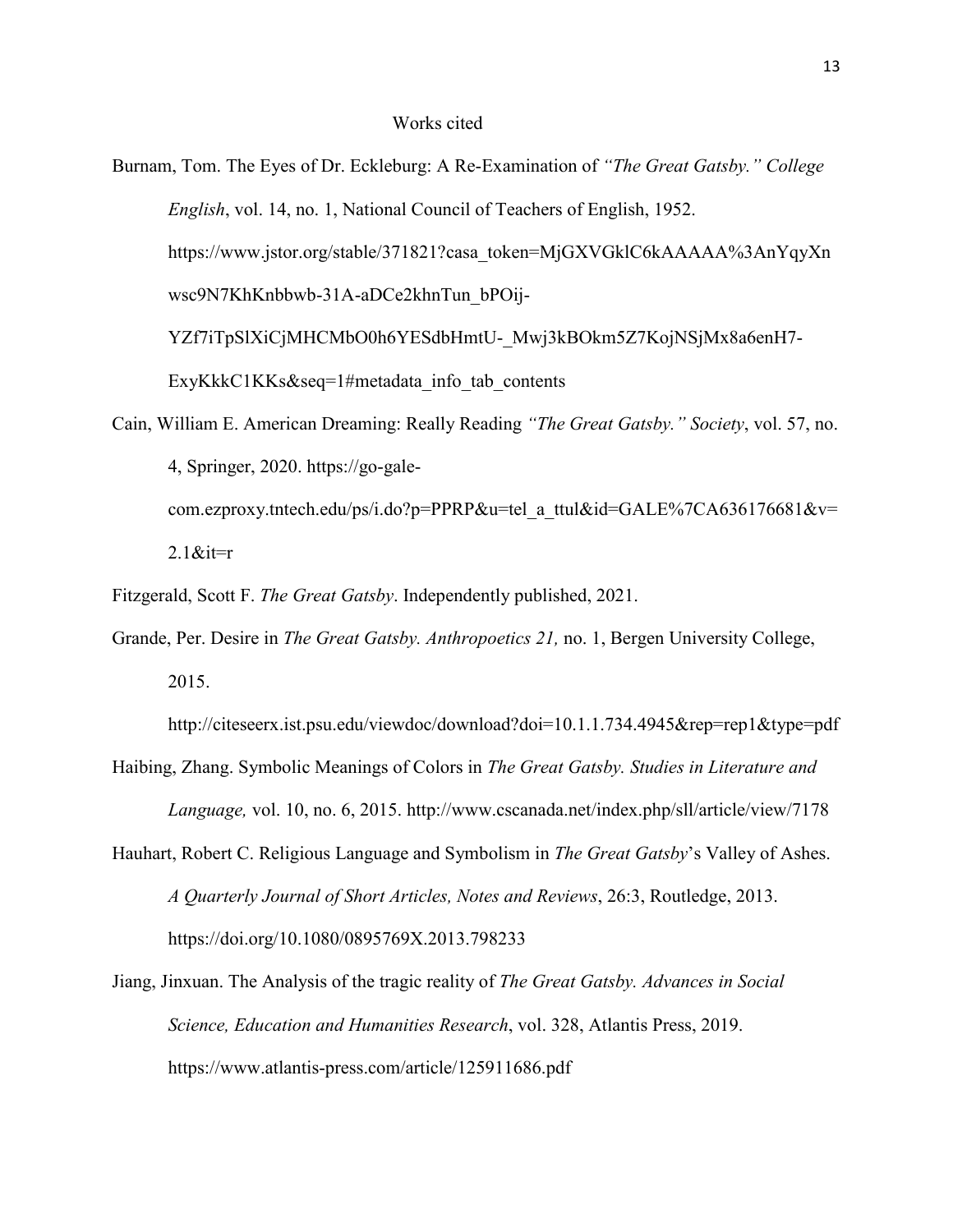# Works cited

Burnam, Tom. The Eyes of Dr. Eckleburg: A Re-Examination of *"The Great Gatsby." College English*, vol. 14, no. 1, National Council of Teachers of English, 1952. https://www.jstor.org/stable/371821?casa_token=MjGXVGklC6kAAAAA%3AnYqyXnwsc9N7KhKnbbwb-31A-aDCe2khnTun_bPOij-YZf7iTpSlXiCjMHCMbO0h6YESdbHmtU-_Mwj3kBOkm5Z7KojNSjMx8a6enH7-ExyKkkC1KKs&seq=1#metadata_info_tab_contents

Cain, William E. American Dreaming: Really Reading *"The Great Gatsby." Society*, vol. 57, no. 4, Springer, 2020. https://go-gale-com.ezproxy.tntech.edu/ps/i.do?p=PPRP&u=tel_a_ttul&id=GALE%7CA636176681&v=2.1&it=r

Fitzgerald, Scott F. *The Great Gatsby*. Independently published, 2021.

Grande, Per. Desire in *The Great Gatsby. Anthropoetics 21,* no. 1, Bergen University College, 2015. http://citeseerx.ist.psu.edu/viewdoc/download?doi=10.1.1.734.4945&rep=rep1&type=pdf

Haibing, Zhang. Symbolic Meanings of Colors in *The Great Gatsby. Studies in Literature and Language,* vol. 10, no. 6, 2015. http://www.cscanada.net/index.php/sll/article/view/7178

Hauhart, Robert C. Religious Language and Symbolism in *The Great Gatsby*'s Valley of Ashes. *A Quarterly Journal of Short Articles, Notes and Reviews*, 26:3, Routledge, 2013. https://doi.org/10.1080/0895769X.2013.798233

Jiang, Jinxuan. The Analysis of the tragic reality of *The Great Gatsby. Advances in Social Science, Education and Humanities Research*, vol. 328, Atlantis Press, 2019. https://www.atlantis-press.com/article/125911686.pdf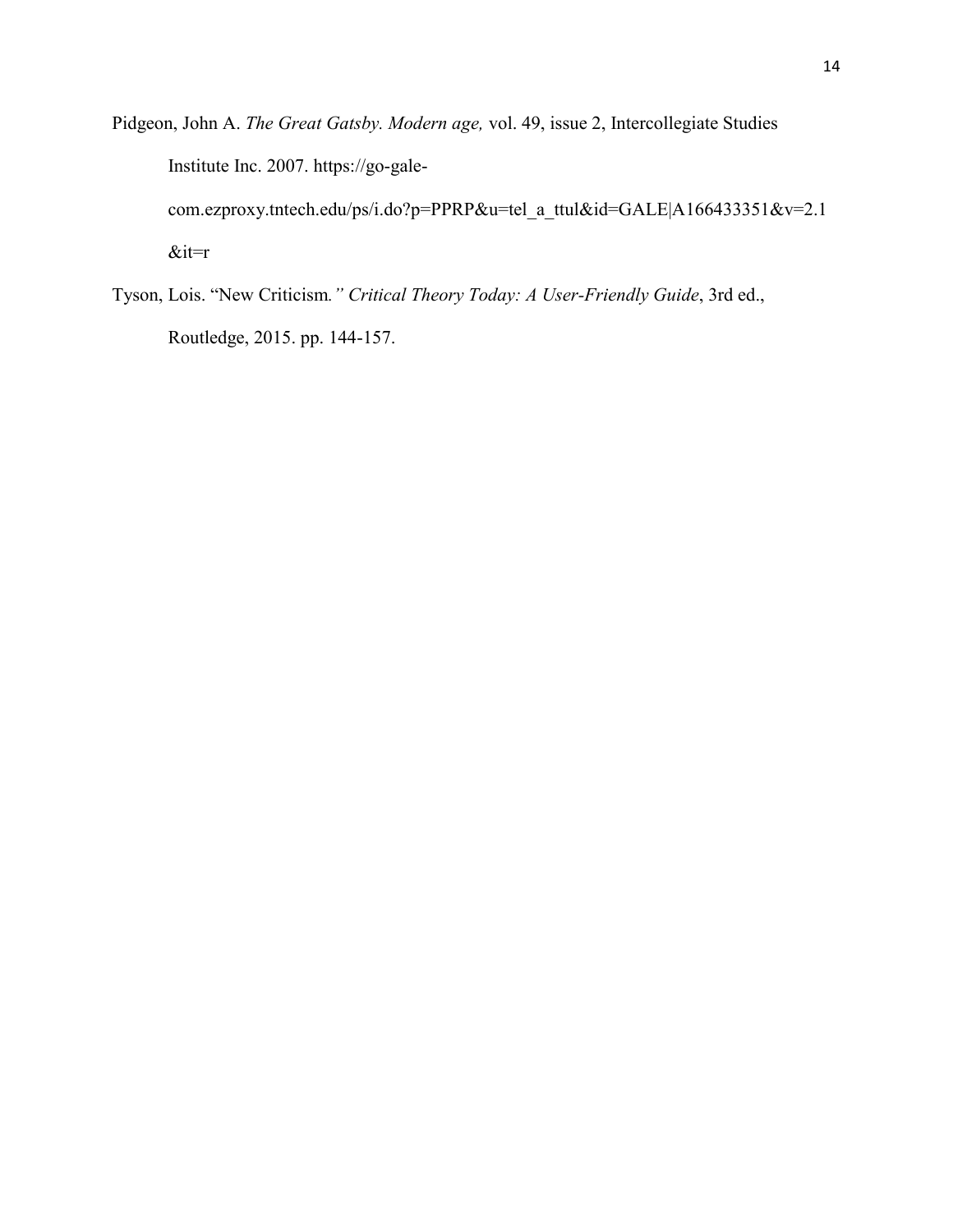Pidgeon, John A. *The Great Gatsby. Modern age,* vol. 49, issue 2, Intercollegiate Studies Institute Inc. 2007. https://go-gale-com.ezproxy.tntech.edu/ps/i.do?p=PPRP&u=tel_a_ttul&id=GALE|A166433351&v=2.1&it=r

Tyson, Lois. "New Criticism*." Critical Theory Today: A User-Friendly Guide*, 3rd ed., Routledge, 2015. pp. 144-157.